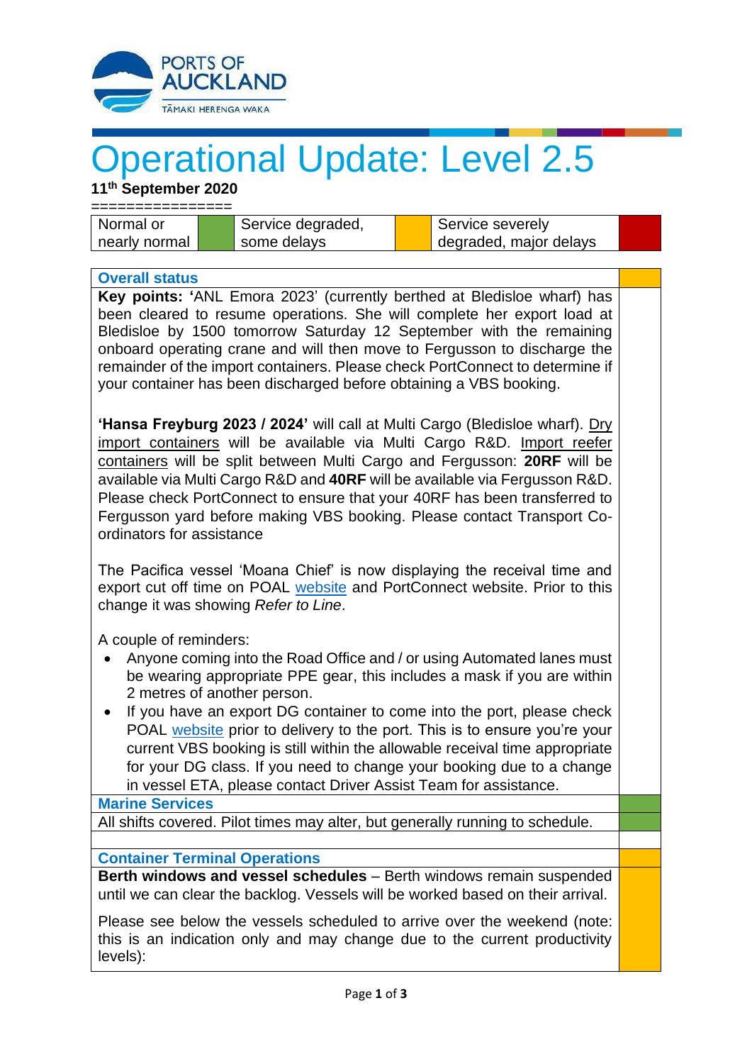# Operational Update: Level 2.5

**11th September 2020**

================

| Normal or nearly normal | (green) | Service degraded, some delays | (amber) | Service severely degraded, major delays | (red) |
|---|---|---|---|---|---|

| **Overall status** | (amber) |
|---|---|
| **Key points: '**ANL Emora 2023' (currently berthed at Bledisloe wharf) has been cleared to resume operations. She will complete her export load at Bledisloe by 1500 tomorrow Saturday 12 September with the remaining onboard operating crane and will then move to Fergusson to discharge the remainder of the import containers. Please check PortConnect to determine if your container has been discharged before obtaining a VBS booking.<br><br>**'Hansa Freyburg 2023 / 2024'** will call at Multi Cargo (Bledisloe wharf). Dry import containers will be available via Multi Cargo R&D. Import reefer containers will be split between Multi Cargo and Fergusson: **20RF** will be available via Multi Cargo R&D and **40RF** will be available via Fergusson R&D. Please check PortConnect to ensure that your 40RF has been transferred to Fergusson yard before making VBS booking. Please contact Transport Co-ordinators for assistance<br><br>The Pacifica vessel 'Moana Chief' is now displaying the receival time and export cut off time on POAL website and PortConnect website. Prior to this change it was showing *Refer to Line*.<br><br>A couple of reminders:<br>• Anyone coming into the Road Office and / or using Automated lanes must be wearing appropriate PPE gear, this includes a mask if you are within 2 metres of another person.<br>• If you have an export DG container to come into the port, please check POAL website prior to delivery to the port. This is to ensure you're your current VBS booking is still within the allowable receival time appropriate for your DG class. If you need to change your booking due to a change in vessel ETA, please contact Driver Assist Team for assistance. | |
| **Marine Services** | (green) |
| All shifts covered. Pilot times may alter, but generally running to schedule. | (green) |
| | |
| **Container Terminal Operations** | (amber) |
| **Berth windows and vessel schedules** – Berth windows remain suspended until we can clear the backlog. Vessels will be worked based on their arrival.<br><br>Please see below the vessels scheduled to arrive over the weekend (note: this is an indication only and may change due to the current productivity levels): | (amber) |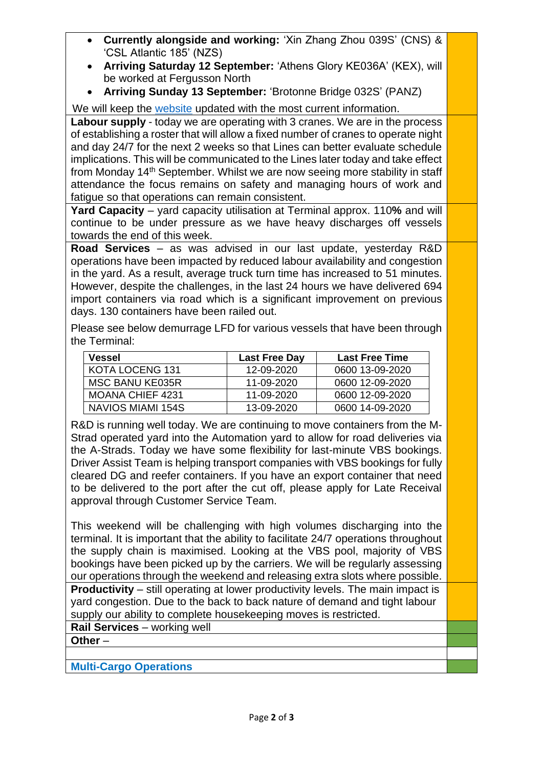- **Currently alongside and working:** 'Xin Zhang Zhou 039S' (CNS) & 'CSL Atlantic 185' (NZS)
- **Arriving Saturday 12 September:** 'Athens Glory KE036A' (KEX), will be worked at Fergusson North
- **Arriving Sunday 13 September:** 'Brotonne Bridge 032S' (PANZ)

We will keep the [website]() updated with the most current information.

**Labour supply** - today we are operating with 3 cranes. We are in the process of establishing a roster that will allow a fixed number of cranes to operate night and day 24/7 for the next 2 weeks so that Lines can better evaluate schedule implications. This will be communicated to the Lines later today and take effect from Monday 14th September. Whilst we are now seeing more stability in staff attendance the focus remains on safety and managing hours of work and fatigue so that operations can remain consistent.

**Yard Capacity** – yard capacity utilisation at Terminal approx. 110**%** and will continue to be under pressure as we have heavy discharges off vessels towards the end of this week.

**Road Services** – as was advised in our last update, yesterday R&D operations have been impacted by reduced labour availability and congestion in the yard. As a result, average truck turn time has increased to 51 minutes. However, despite the challenges, in the last 24 hours we have delivered 694 import containers via road which is a significant improvement on previous days. 130 containers have been railed out.

Please see below demurrage LFD for various vessels that have been through the Terminal:

| Vessel | Last Free Day | Last Free Time |
|---|---|---|
| KOTA LOCENG 131 | 12-09-2020 | 0600 13-09-2020 |
| MSC BANU KE035R | 11-09-2020 | 0600 12-09-2020 |
| MOANA CHIEF 4231 | 11-09-2020 | 0600 12-09-2020 |
| NAVIOS MIAMI 154S | 13-09-2020 | 0600 14-09-2020 |

R&D is running well today. We are continuing to move containers from the M-Strad operated yard into the Automation yard to allow for road deliveries via the A-Strads. Today we have some flexibility for last-minute VBS bookings. Driver Assist Team is helping transport companies with VBS bookings for fully cleared DG and reefer containers. If you have an export container that need to be delivered to the port after the cut off, please apply for Late Receival approval through Customer Service Team.

This weekend will be challenging with high volumes discharging into the terminal. It is important that the ability to facilitate 24/7 operations throughout the supply chain is maximised. Looking at the VBS pool, majority of VBS bookings have been picked up by the carriers. We will be regularly assessing our operations through the weekend and releasing extra slots where possible.

**Productivity** – still operating at lower productivity levels. The main impact is yard congestion. Due to the back to back nature of demand and tight labour supply our ability to complete housekeeping moves is restricted.

**Rail Services** – working well

**Other** –

**Multi-Cargo Operations**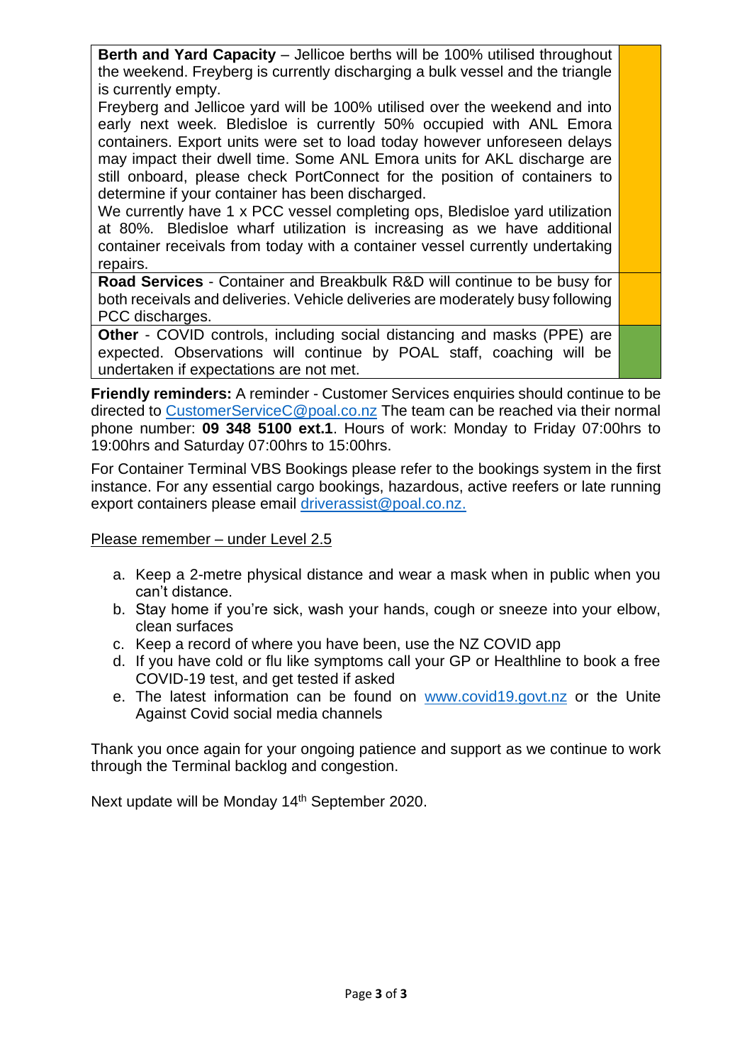| | |
|---|---|
| **Berth and Yard Capacity** – Jellicoe berths will be 100% utilised throughout the weekend. Freyberg is currently discharging a bulk vessel and the triangle is currently empty.<br>Freyberg and Jellicoe yard will be 100% utilised over the weekend and into early next week. Bledisloe is currently 50% occupied with ANL Emora containers. Export units were set to load today however unforeseen delays may impact their dwell time. Some ANL Emora units for AKL discharge are still onboard, please check PortConnect for the position of containers to determine if your container has been discharged.<br>We currently have 1 x PCC vessel completing ops, Bledisloe yard utilization at 80%. Bledisloe wharf utilization is increasing as we have additional container receivals from today with a container vessel currently undertaking repairs. | |
| **Road Services** - Container and Breakbulk R&D will continue to be busy for both receivals and deliveries. Vehicle deliveries are moderately busy following PCC discharges. | |
| **Other** - COVID controls, including social distancing and masks (PPE) are expected. Observations will continue by POAL staff, coaching will be undertaken if expectations are not met. | |

**Friendly reminders:** A reminder - Customer Services enquiries should continue to be directed to CustomerServiceC@poal.co.nz The team can be reached via their normal phone number: **09 348 5100 ext.1**. Hours of work: Monday to Friday 07:00hrs to 19:00hrs and Saturday 07:00hrs to 15:00hrs.

For Container Terminal VBS Bookings please refer to the bookings system in the first instance. For any essential cargo bookings, hazardous, active reefers or late running export containers please email driverassist@poal.co.nz.

Please remember – under Level 2.5

a. Keep a 2-metre physical distance and wear a mask when in public when you can't distance.
b. Stay home if you're sick, wash your hands, cough or sneeze into your elbow, clean surfaces
c. Keep a record of where you have been, use the NZ COVID app
d. If you have cold or flu like symptoms call your GP or Healthline to book a free COVID-19 test, and get tested if asked
e. The latest information can be found on www.covid19.govt.nz or the Unite Against Covid social media channels

Thank you once again for your ongoing patience and support as we continue to work through the Terminal backlog and congestion.

Next update will be Monday 14th September 2020.